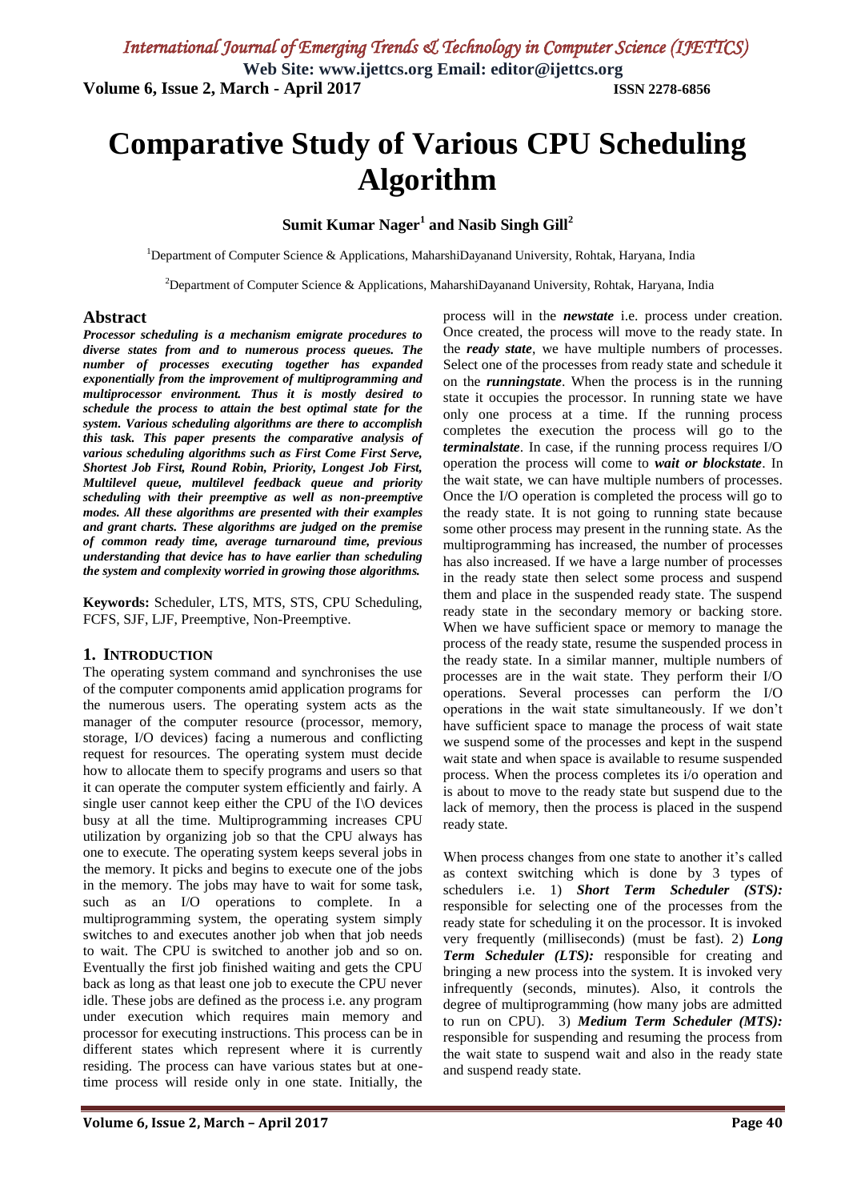# Comparative Study of Various CPU Scheduling Algorithm

**Sumit Kumar Nager[1] and Nasib Singh Gill[2]**

[1]Department of Computer Science & Applications, MaharshiDayanand University, Rohtak, Haryana, India

[2]Department of Computer Science & Applications, MaharshiDayanand University, Rohtak, Haryana, India

## Abstract

***Processor scheduling is a mechanism emigrate procedures to diverse states from and to numerous process queues. The number of processes executing together has expanded exponentially from the improvement of multiprogramming and multiprocessor environment. Thus it is mostly desired to schedule the process to attain the best optimal state for the system. Various scheduling algorithms are there to accomplish this task. This paper presents the comparative analysis of various scheduling algorithms such as First Come First Serve, Shortest Job First, Round Robin, Priority, Longest Job First, Multilevel queue, multilevel feedback queue and priority scheduling with their preemptive as well as non-preemptive modes. All these algorithms are presented with their examples and grant charts. These algorithms are judged on the premise of common ready time, average turnaround time, previous understanding that device has to have earlier than scheduling the system and complexity worried in growing those algorithms.***

**Keywords:** Scheduler, LTS, MTS, STS, CPU Scheduling, FCFS, SJF, LJF, Preemptive, Non-Preemptive.

## 1. Introduction

The operating system command and synchronises the use of the computer components amid application programs for the numerous users. The operating system acts as the manager of the computer resource (processor, memory, storage, I/O devices) facing a numerous and conflicting request for resources. The operating system must decide how to allocate them to specify programs and users so that it can operate the computer system efficiently and fairly. A single user cannot keep either the CPU of the I\O devices busy at all the time. Multiprogramming increases CPU utilization by organizing job so that the CPU always has one to execute. The operating system keeps several jobs in the memory. It picks and begins to execute one of the jobs in the memory. The jobs may have to wait for some task, such as an I/O operations to complete. In a multiprogramming system, the operating system simply switches to and executes another job when that job needs to wait. The CPU is switched to another job and so on. Eventually the first job finished waiting and gets the CPU back as long as that least one job to execute the CPU never idle. These jobs are defined as the process i.e. any program under execution which requires main memory and processor for executing instructions. This process can be in different states which represent where it is currently residing. The process can have various states but at one-time process will reside only in one state. Initially, the process will in the ***newstate*** i.e. process under creation. Once created, the process will move to the ready state. In the ***ready state***, we have multiple numbers of processes. Select one of the processes from ready state and schedule it on the ***runningstate***. When the process is in the running state it occupies the processor. In running state we have only one process at a time. If the running process completes the execution the process will go to the ***terminalstate***. In case, if the running process requires I/O operation the process will come to ***wait or blockstate***. In the wait state, we can have multiple numbers of processes. Once the I/O operation is completed the process will go to the ready state. It is not going to running state because some other process may present in the running state. As the multiprogramming has increased, the number of processes has also increased. If we have a large number of processes in the ready state then select some process and suspend them and place in the suspended ready state. The suspend ready state in the secondary memory or backing store. When we have sufficient space or memory to manage the process of the ready state, resume the suspended process in the ready state. In a similar manner, multiple numbers of processes are in the wait state. They perform their I/O operations. Several processes can perform the I/O operations in the wait state simultaneously. If we don't have sufficient space to manage the process of wait state we suspend some of the processes and kept in the suspend wait state and when space is available to resume suspended process. When the process completes its i/o operation and is about to move to the ready state but suspend due to the lack of memory, then the process is placed in the suspend ready state.

When process changes from one state to another it's called as context switching which is done by 3 types of schedulers i.e. 1) ***Short Term Scheduler (STS):*** responsible for selecting one of the processes from the ready state for scheduling it on the processor. It is invoked very frequently (milliseconds) (must be fast). 2) ***Long Term Scheduler (LTS):*** responsible for creating and bringing a new process into the system. It is invoked very infrequently (seconds, minutes). Also, it controls the degree of multiprogramming (how many jobs are admitted to run on CPU). 3) ***Medium Term Scheduler (MTS):*** responsible for suspending and resuming the process from the wait state to suspend wait and also in the ready state and suspend ready state.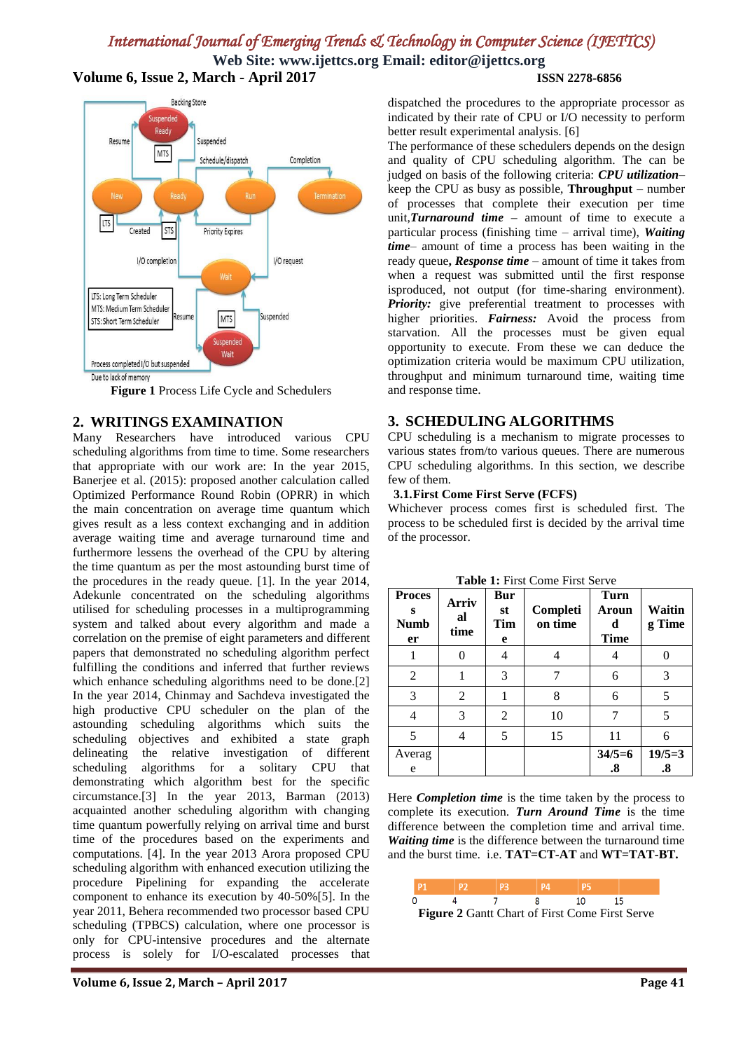Figure 1 Process Life Cycle and Schedulers

## 2. WRITINGS EXAMINATION

Many Researchers have introduced various CPU scheduling algorithms from time to time. Some researchers that appropriate with our work are: In the year 2015, Banerjee et al. (2015): proposed another calculation called Optimized Performance Round Robin (OPRR) in which the main concentration on average time quantum which gives result as a less context exchanging and in addition average waiting time and average turnaround time and furthermore lessens the overhead of the CPU by altering the time quantum as per the most astounding burst time of the procedures in the ready queue. [1]. In the year 2014, Adekunle concentrated on the scheduling algorithms utilised for scheduling processes in a multiprogramming system and talked about every algorithm and made a correlation on the premise of eight parameters and different papers that demonstrated no scheduling algorithm perfect fulfilling the conditions and inferred that further reviews which enhance scheduling algorithms need to be done.[2] In the year 2014, Chinmay and Sachdeva investigated the high productive CPU scheduler on the plan of the astounding scheduling algorithms which suits the scheduling objectives and exhibited a state graph delineating the relative investigation of different scheduling algorithms for a solitary CPU that demonstrating which algorithm best for the specific circumstance.[3] In the year 2013, Barman (2013) acquainted another scheduling algorithm with changing time quantum powerfully relying on arrival time and burst time of the procedures based on the experiments and computations. [4]. In the year 2013 Arora proposed CPU scheduling algorithm with enhanced execution utilizing the procedure Pipelining for expanding the accelerate component to enhance its execution by 40-50%[5]. In the year 2011, Behera recommended two processor based CPU scheduling (TPBCS) calculation, where one processor is only for CPU-intensive procedures and the alternate process is solely for I/O-escalated processes that dispatched the procedures to the appropriate processor as indicated by their rate of CPU or I/O necessity to perform better result experimental analysis. [6]

The performance of these schedulers depends on the design and quality of CPU scheduling algorithm. The can be judged on basis of the following criteria: ***CPU utilization***– keep the CPU as busy as possible, **Throughput** – number of processes that complete their execution per time unit,***Turnaround time –*** amount of time to execute a particular process (finishing time – arrival time), ***Waiting time***– amount of time a process has been waiting in the ready queue**,** ***Response time*** – amount of time it takes from when a request was submitted until the first response isproduced, not output (for time-sharing environment). ***Priority:*** give preferential treatment to processes with higher priorities. ***Fairness:*** Avoid the process from starvation. All the processes must be given equal opportunity to execute. From these we can deduce the optimization criteria would be maximum CPU utilization, throughput and minimum turnaround time, waiting time and response time.

## 3. SCHEDULING ALGORITHMS

CPU scheduling is a mechanism to migrate processes to various states from/to various queues. There are numerous CPU scheduling algorithms. In this section, we describe few of them.

### 3.1.First Come First Serve (FCFS)

Whichever process comes first is scheduled first. The process to be scheduled first is decided by the arrival time of the processor.

**Table 1:** First Come First Serve

| Process Number | Arrival time | Burst Time | Completion time | Turn Around Time | Waiting Time |
|---|---|---|---|---|---|
| 1 | 0 | 4 | 4 | 4 | 0 |
| 2 | 1 | 3 | 7 | 6 | 3 |
| 3 | 2 | 1 | 8 | 6 | 5 |
| 4 | 3 | 2 | 10 | 7 | 5 |
| 5 | 4 | 5 | 15 | 11 | 6 |
| Average | | | | **34/5=6.8** | **19/5=3.8** |

Here ***Completion time*** is the time taken by the process to complete its execution. ***Turn Around Time*** is the time difference between the completion time and arrival time. ***Waiting time*** is the difference between the turnaround time and the burst time. i.e. **TAT=CT-AT** and **WT=TAT-BT.**

| P1 | P2 | P3 | P4 | P5 |
|---|---|---|---|---|
| 0 | 4 | 7 | 8 | 10 | 15 |

**Figure 2** Gantt Chart of First Come First Serve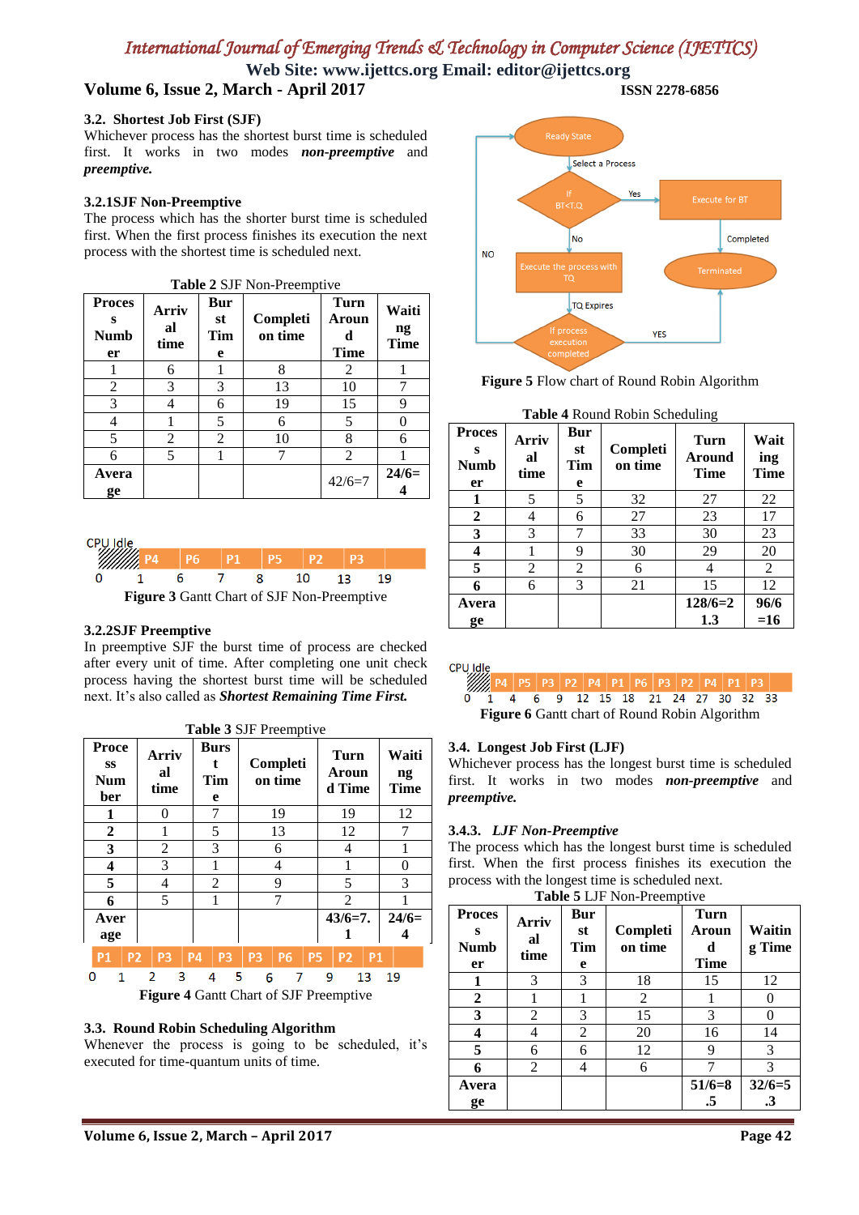### 3.2. Shortest Job First (SJF)

Whichever process has the shortest burst time is scheduled first. It works in two modes ***non-preemptive*** and ***preemptive.***

### 3.2.1SJF Non-Preemptive

The process which has the shorter burst time is scheduled first. When the first process finishes its execution the next process with the shortest time is scheduled next.

**Table 2** SJF Non-Preemptive

| Process Number | Arrival time | Burst Time | Completion time | Turn Around Time | Waiting Time |
|---|---|---|---|---|---|
| 1 | 6 | 1 | 8 | 2 | 1 |
| 2 | 3 | 3 | 13 | 10 | 7 |
| 3 | 4 | 6 | 19 | 15 | 9 |
| 4 | 1 | 5 | 6 | 5 | 0 |
| 5 | 2 | 2 | 10 | 8 | 6 |
| 6 | 5 | 1 | 7 | 2 | 1 |
| **Average** | | | | 42/6=7 | **24/6=4** |

CPU Idle | P4 | P6 | P1 | P5 | P2 | P3

0 1 6 7 8 10 13 19

**Figure 3** Gantt Chart of SJF Non-Preemptive

### 3.2.2SJF Preemptive

In preemptive SJF the burst time of process are checked after every unit of time. After completing one unit check process having the shortest burst time will be scheduled next. It's also called as ***Shortest Remaining Time First.***

**Table 3** SJF Preemptive

| Process Number | Arrival time | Burst Time | Completion time | Turn Around Time | Waiting Time |
|---|---|---|---|---|---|
| **1** | 0 | 7 | 19 | 19 | 12 |
| **2** | 1 | 5 | 13 | 12 | 7 |
| **3** | 2 | 3 | 6 | 4 | 1 |
| **4** | 3 | 1 | 4 | 1 | 0 |
| **5** | 4 | 2 | 9 | 5 | 3 |
| **6** | 5 | 1 | 7 | 2 | 1 |
| **Average** | | | | **43/6=7.1** | **24/6=4** |

P1 | P2 | P3 | P4 | P3 | P3 | P6 | P5 | P2 | P1

0 1 2 3 4 5 6 7 9 13 19

**Figure 4** Gantt Chart of SJF Preemptive

### 3.3. Round Robin Scheduling Algorithm

Whenever the process is going to be scheduled, it's executed for time-quantum units of time.

Ready State → Select a Process → If BT<T.Q → Yes → Execute for BT → Completed → Terminated; No → Execute the process with TQ → TQ Expires → If process execution completed → YES → Terminated; NO → Ready State

**Figure 5** Flow chart of Round Robin Algorithm

**Table 4** Round Robin Scheduling

| Process Number | Arrival time | Burst Time | Completion time | Turn Around Time | Waiting Time |
|---|---|---|---|---|---|
| **1** | 5 | 5 | 32 | 27 | 22 |
| **2** | 4 | 6 | 27 | 23 | 17 |
| **3** | 3 | 7 | 33 | 30 | 23 |
| **4** | 1 | 9 | 30 | 29 | 20 |
| **5** | 2 | 2 | 6 | 4 | 2 |
| **6** | 6 | 3 | 21 | 15 | 12 |
| **Average** | | | | **128/6=21.3** | **96/6=16** |

CPU Idle | P4 | P5 | P3 | P2 | P4 | P1 | P6 | P3 | P2 | P4 | P1 | P3

0 1 4 6 9 12 15 18 21 24 27 30 32 33

**Figure 6** Gantt chart of Round Robin Algorithm

### 3.4. Longest Job First (LJF)

Whichever process has the longest burst time is scheduled first. It works in two modes ***non-preemptive*** and ***preemptive.***

### 3.4.3. *LJF Non-Preemptive*

The process which has the longest burst time is scheduled first. When the first process finishes its execution the process with the longest time is scheduled next.

**Table 5** LJF Non-Preemptive

| Process Number | Arrival time | Burst Time | Completion time | Turn Around Time | Waiting Time |
|---|---|---|---|---|---|
| **1** | 3 | 3 | 18 | 15 | 12 |
| **2** | 1 | 1 | 2 | 1 | 0 |
| **3** | 2 | 3 | 15 | 3 | 0 |
| **4** | 4 | 2 | 20 | 16 | 14 |
| **5** | 6 | 6 | 12 | 9 | 3 |
| **6** | 2 | 4 | 6 | 7 | 3 |
| **Average** | | | | **51/6=8.5** | **32/6=5.3** |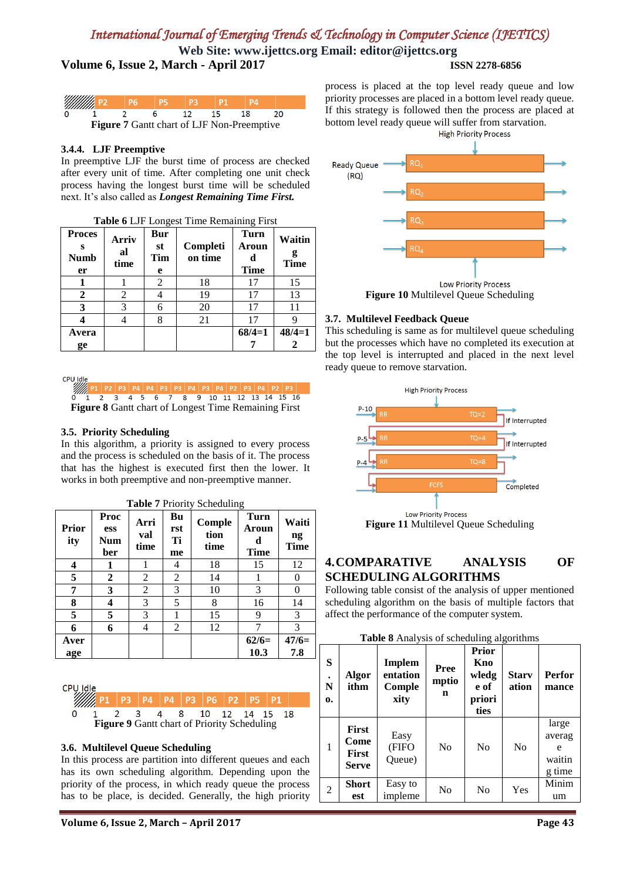Figure 7 Gantt chart of LJF Non-Preemptive

### 3.4.4. LJF Preemptive

In preemptive LJF the burst time of process are checked after every unit of time. After completing one unit check process having the longest burst time will be scheduled next. It's also called as ***Longest Remaining Time First.***

Table 6 LJF Longest Time Remaining First

| Process Number | Arrival time | Burst Time | Completion time | Turn Around Time | Waiting Time |
|---|---|---|---|---|---|
| 1 | 1 | 2 | 18 | 17 | 15 |
| 2 | 2 | 4 | 19 | 17 | 13 |
| 3 | 3 | 6 | 20 | 17 | 11 |
| 4 | 4 | 8 | 21 | 17 | 9 |
| Average | | | | 68/4=17 | 48/4=12 |

**Figure 8** Gantt chart of Longest Time Remaining First

### 3.5. Priority Scheduling

In this algorithm, a priority is assigned to every process and the process is scheduled on the basis of it. The process that has the highest is executed first then the lower. It works in both preemptive and non-preemptive manner.

**Table 7** Priority Scheduling

| Priority | Process Number | Arrival time | Burst Time | Completion time | Turn Around Time | Waiting Time |
|---|---|---|---|---|---|---|
| 4 | 1 | 1 | 4 | 18 | 15 | 12 |
| 5 | 2 | 2 | 2 | 14 | 1 | 0 |
| 7 | 3 | 2 | 3 | 10 | 3 | 0 |
| 8 | 4 | 3 | 5 | 8 | 16 | 14 |
| 5 | 5 | 3 | 1 | 15 | 9 | 3 |
| 6 | 6 | 4 | 2 | 12 | 7 | 3 |
| Average | | | | | 62/6=10.3 | 47/6=7.8 |

**Figure 9** Gantt chart of Priority Scheduling

### 3.6. Multilevel Queue Scheduling

In this process are partition into different queues and each has its own scheduling algorithm. Depending upon the priority of the process, in which ready queue the process has to be place, is decided. Generally, the high priority process is placed at the top level ready queue and low priority processes are placed in a bottom level ready queue. If this strategy is followed then the process are placed at bottom level ready queue will suffer from starvation.

**Figure 10** Multilevel Queue Scheduling

### 3.7. Multilevel Feedback Queue

This scheduling is same as for multilevel queue scheduling but the processes which have no completed its execution at the top level is interrupted and placed in the next level ready queue to remove starvation.

**Figure 11** Multilevel Queue Scheduling

## 4. COMPARATIVE ANALYSIS OF SCHEDULING ALGORITHMS

Following table consist of the analysis of upper mentioned scheduling algorithm on the basis of multiple factors that affect the performance of the computer system.

**Table 8** Analysis of scheduling algorithms

| S. No. | Algorithm | Implementation Complexity | Preemption | Prior Knowledge of priorities | Starvation | Performance |
|---|---|---|---|---|---|---|
| 1 | First Come First Serve | Easy (FIFO Queue) | No | No | No | large average waiting time |
| 2 | Shortest | Easy to impleme | No | No | Yes | Minimum |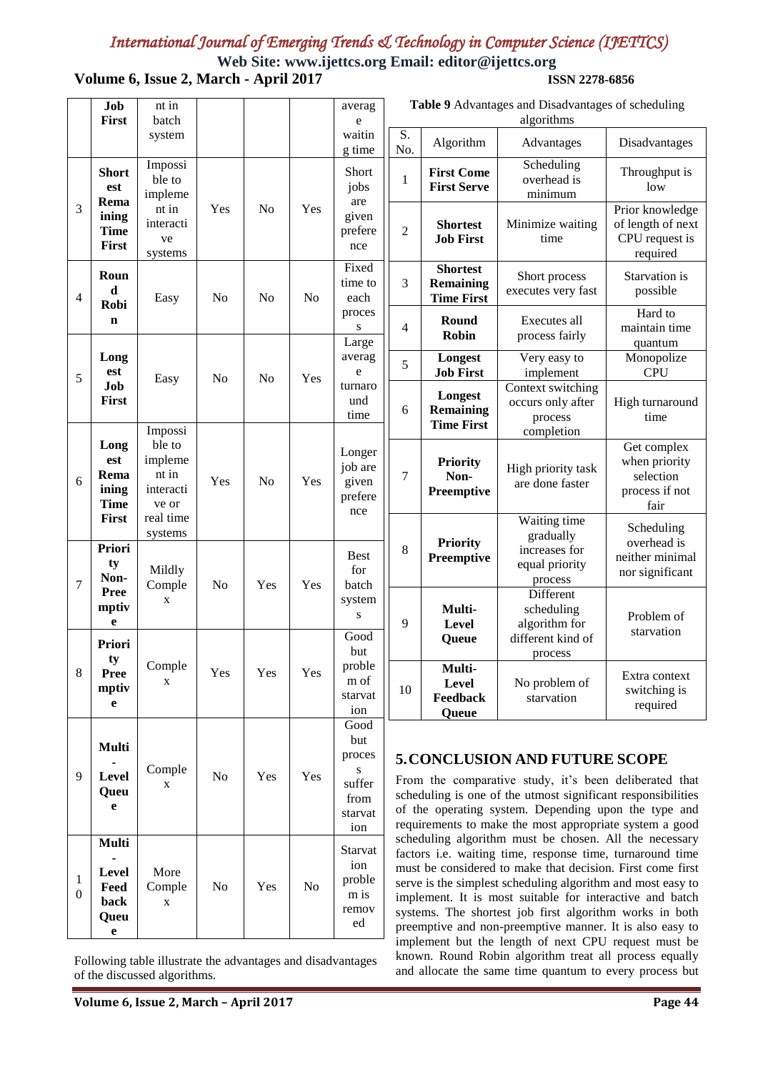|  | Job First | nt in batch system |  |  |  | average waiting time |
|---|---|---|---|---|---|---|
| 3 | **Shortest Remaining Time First** | Impossible to implement in interactive systems | Yes | No | Yes | Short jobs are given preference |
| 4 | **Round Robin** | Easy | No | No | No | Fixed time to each process |
| 5 | **Longest Job First** | Easy | No | No | Yes | Large average turnaround time |
| 6 | **Longest Remaining Time First** | Impossible to implement in interactive or real time systems | Yes | No | Yes | Longer job are given preference |
| 7 | **Priority Non-Preemptive** | Mildly Complex | No | Yes | Yes | Best for batch systems |
| 8 | **Priority Preemptive** | Complex | Yes | Yes | Yes | Good but problem of starvation |
| 9 | **Multi-Level Queue** | Complex | No | Yes | Yes | Good but process suffer from starvation |
| 10 | **Multi-Level Feedback Queue** | More Complex | No | Yes | No | Starvation problem is removed |

Following table illustrate the advantages and disadvantages of the discussed algorithms.

**Table 9** Advantages and Disadvantages of scheduling algorithms

| S. No. | Algorithm | Advantages | Disadvantages |
|---|---|---|---|
| 1 | **First Come First Serve** | Scheduling overhead is minimum | Throughput is low |
| 2 | **Shortest Job First** | Minimize waiting time | Prior knowledge of length of next CPU request is required |
| 3 | **Shortest Remaining Time First** | Short process executes very fast | Starvation is possible |
| 4 | **Round Robin** | Executes all process fairly | Hard to maintain time quantum |
| 5 | **Longest Job First** | Very easy to implement | Monopolize CPU |
| 6 | **Longest Remaining Time First** | Context switching occurs only after process completion | High turnaround time |
| 7 | **Priority Non-Preemptive** | High priority task are done faster | Get complex when priority selection process if not fair |
| 8 | **Priority Preemptive** | Waiting time gradually increases for equal priority process | Scheduling overhead is neither minimal nor significant |
| 9 | **Multi-Level Queue** | Different scheduling algorithm for different kind of process | Problem of starvation |
| 10 | **Multi-Level Feedback Queue** | No problem of starvation | Extra context switching is required |

## 5. CONCLUSION AND FUTURE SCOPE

From the comparative study, it's been deliberated that scheduling is one of the utmost significant responsibilities of the operating system. Depending upon the type and requirements to make the most appropriate system a good scheduling algorithm must be chosen. All the necessary factors i.e. waiting time, response time, turnaround time must be considered to make that decision. First come first serve is the simplest scheduling algorithm and most easy to implement. It is most suitable for interactive and batch systems. The shortest job first algorithm works in both preemptive and non-preemptive manner. It is also easy to implement but the length of next CPU request must be known. Round Robin algorithm treat all process equally and allocate the same time quantum to every process but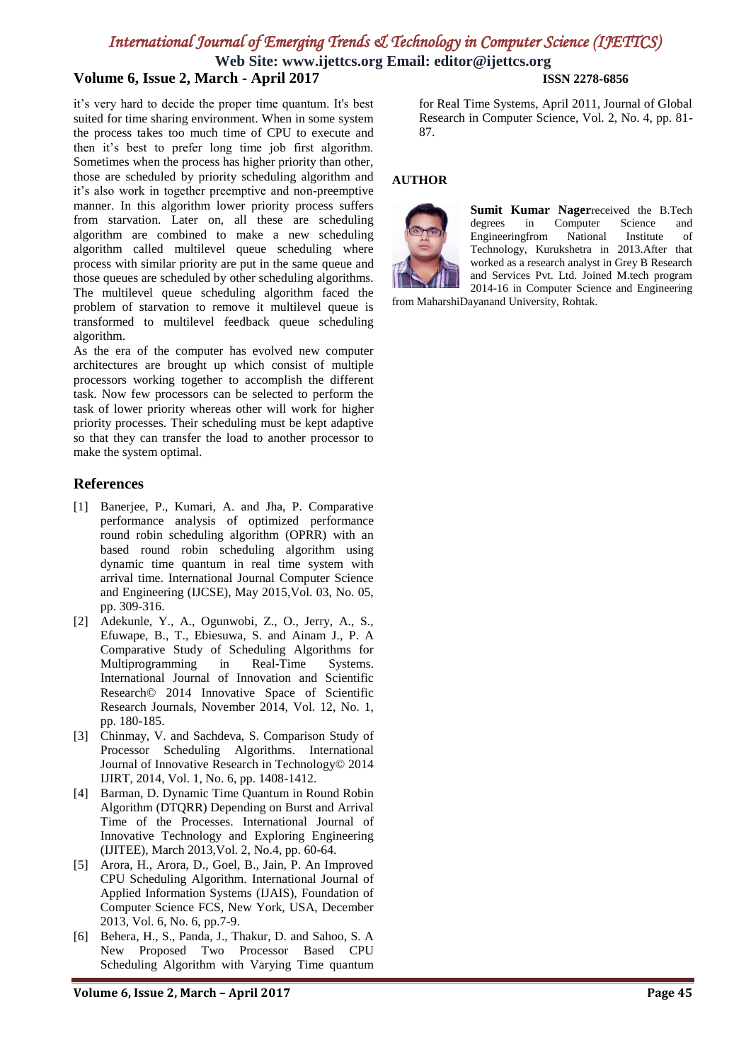it's very hard to decide the proper time quantum. It's best suited for time sharing environment. When in some system the process takes too much time of CPU to execute and then it's best to prefer long time job first algorithm. Sometimes when the process has higher priority than other, those are scheduled by priority scheduling algorithm and it's also work in together preemptive and non-preemptive manner. In this algorithm lower priority process suffers from starvation. Later on, all these are scheduling algorithm are combined to make a new scheduling algorithm called multilevel queue scheduling where process with similar priority are put in the same queue and those queues are scheduled by other scheduling algorithms. The multilevel queue scheduling algorithm faced the problem of starvation to remove it multilevel queue is transformed to multilevel feedback queue scheduling algorithm.

As the era of the computer has evolved new computer architectures are brought up which consist of multiple processors working together to accomplish the different task. Now few processors can be selected to perform the task of lower priority whereas other will work for higher priority processes. Their scheduling must be kept adaptive so that they can transfer the load to another processor to make the system optimal.

## References

[1] Banerjee, P., Kumari, A. and Jha, P. Comparative performance analysis of optimized performance round robin scheduling algorithm (OPRR) with an based round robin scheduling algorithm using dynamic time quantum in real time system with arrival time. International Journal Computer Science and Engineering (IJCSE), May 2015,Vol. 03, No. 05, pp. 309-316.

[2] Adekunle, Y., A., Ogunwobi, Z., O., Jerry, A., S., Efuwape, B., T., Ebiesuwa, S. and Ainam J., P. A Comparative Study of Scheduling Algorithms for Multiprogramming in Real-Time Systems. International Journal of Innovation and Scientific Research© 2014 Innovative Space of Scientific Research Journals, November 2014, Vol. 12, No. 1, pp. 180-185.

[3] Chinmay, V. and Sachdeva, S. Comparison Study of Processor Scheduling Algorithms. International Journal of Innovative Research in Technology© 2014 IJIRT, 2014, Vol. 1, No. 6, pp. 1408-1412.

[4] Barman, D. Dynamic Time Quantum in Round Robin Algorithm (DTQRR) Depending on Burst and Arrival Time of the Processes. International Journal of Innovative Technology and Exploring Engineering (IJITEE), March 2013,Vol. 2, No.4, pp. 60-64.

[5] Arora, H., Arora, D., Goel, B., Jain, P. An Improved CPU Scheduling Algorithm. International Journal of Applied Information Systems (IJAIS), Foundation of Computer Science FCS, New York, USA, December 2013, Vol. 6, No. 6, pp.7-9.

[6] Behera, H., S., Panda, J., Thakur, D. and Sahoo, S. A New Proposed Two Processor Based CPU Scheduling Algorithm with Varying Time quantum for Real Time Systems, April 2011, Journal of Global Research in Computer Science, Vol. 2, No. 4, pp. 81-87.

## AUTHOR

**Sumit Kumar Nager**received the B.Tech degrees in Computer Science and Engineeringfrom National Institute of Technology, Kurukshetra in 2013.After that worked as a research analyst in Grey B Research and Services Pvt. Ltd. Joined M.tech program 2014-16 in Computer Science and Engineering from MaharshiDayanand University, Rohtak.